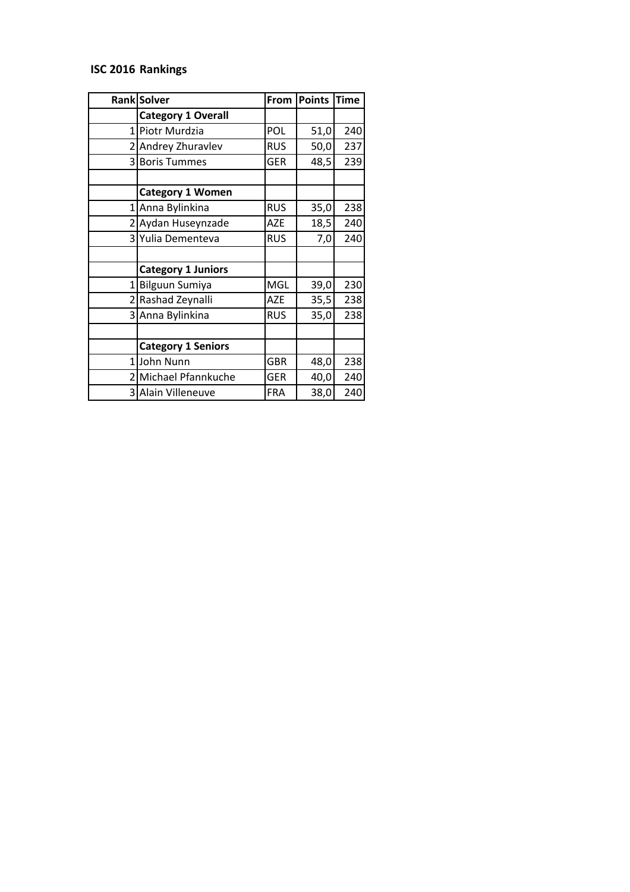**ISC 2016 Rankings**

| Rank | Solver | From | Points | Time |
|---|---|---|---|---|
| | **Category 1 Overall** | | | |
| 1 | Piotr Murdzia | POL | 51,0 | 240 |
| 2 | Andrey Zhuravlev | RUS | 50,0 | 237 |
| 3 | Boris Tummes | GER | 48,5 | 239 |
| | | | | |
| | **Category 1 Women** | | | |
| 1 | Anna Bylinkina | RUS | 35,0 | 238 |
| 2 | Aydan Huseynzade | AZE | 18,5 | 240 |
| 3 | Yulia Dementeva | RUS | 7,0 | 240 |
| | | | | |
| | **Category 1 Juniors** | | | |
| 1 | Bilguun Sumiya | MGL | 39,0 | 230 |
| 2 | Rashad Zeynalli | AZE | 35,5 | 238 |
| 3 | Anna Bylinkina | RUS | 35,0 | 238 |
| | | | | |
| | **Category 1 Seniors** | | | |
| 1 | John Nunn | GBR | 48,0 | 238 |
| 2 | Michael Pfannkuche | GER | 40,0 | 240 |
| 3 | Alain Villeneuve | FRA | 38,0 | 240 |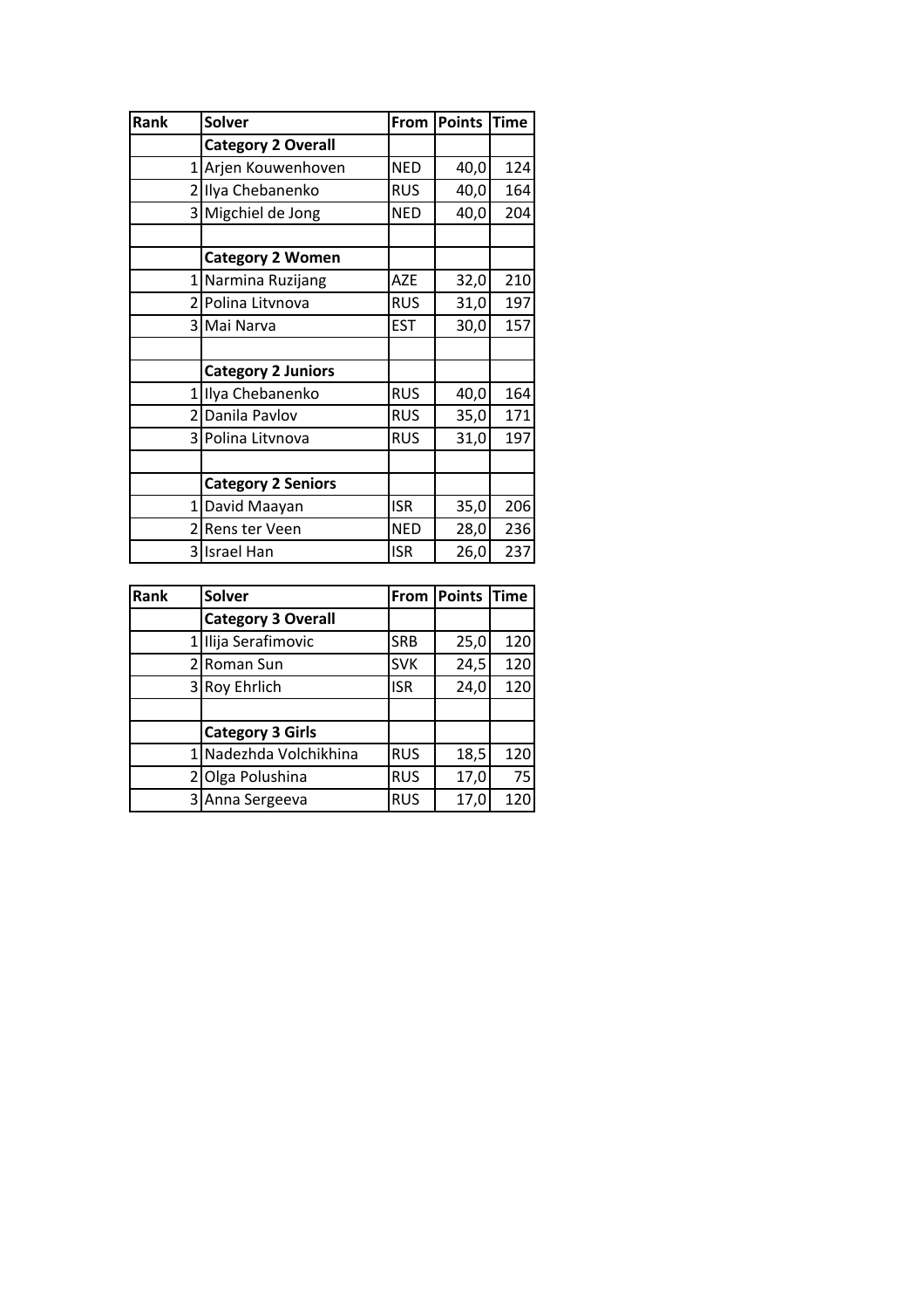| Rank | Solver | From | Points | Time |
| --- | --- | --- | --- | --- |
| | **Category 2 Overall** | | | |
| 1 | Arjen Kouwenhoven | NED | 40,0 | 124 |
| 2 | Ilya Chebanenko | RUS | 40,0 | 164 |
| 3 | Migchiel de Jong | NED | 40,0 | 204 |
| | | | | |
| | **Category 2 Women** | | | |
| 1 | Narmina Ruzijang | AZE | 32,0 | 210 |
| 2 | Polina Litvnova | RUS | 31,0 | 197 |
| 3 | Mai Narva | EST | 30,0 | 157 |
| | | | | |
| | **Category 2 Juniors** | | | |
| 1 | Ilya Chebanenko | RUS | 40,0 | 164 |
| 2 | Danila Pavlov | RUS | 35,0 | 171 |
| 3 | Polina Litvnova | RUS | 31,0 | 197 |
| | | | | |
| | **Category 2 Seniors** | | | |
| 1 | David Maayan | ISR | 35,0 | 206 |
| 2 | Rens ter Veen | NED | 28,0 | 236 |
| 3 | Israel Han | ISR | 26,0 | 237 |

| Rank | Solver | From | Points | Time |
| --- | --- | --- | --- | --- |
| | **Category 3 Overall** | | | |
| 1 | Ilija Serafimovic | SRB | 25,0 | 120 |
| 2 | Roman Sun | SVK | 24,5 | 120 |
| 3 | Roy Ehrlich | ISR | 24,0 | 120 |
| | | | | |
| | **Category 3 Girls** | | | |
| 1 | Nadezhda Volchikhina | RUS | 18,5 | 120 |
| 2 | Olga Polushina | RUS | 17,0 | 75 |
| 3 | Anna Sergeeva | RUS | 17,0 | 120 |